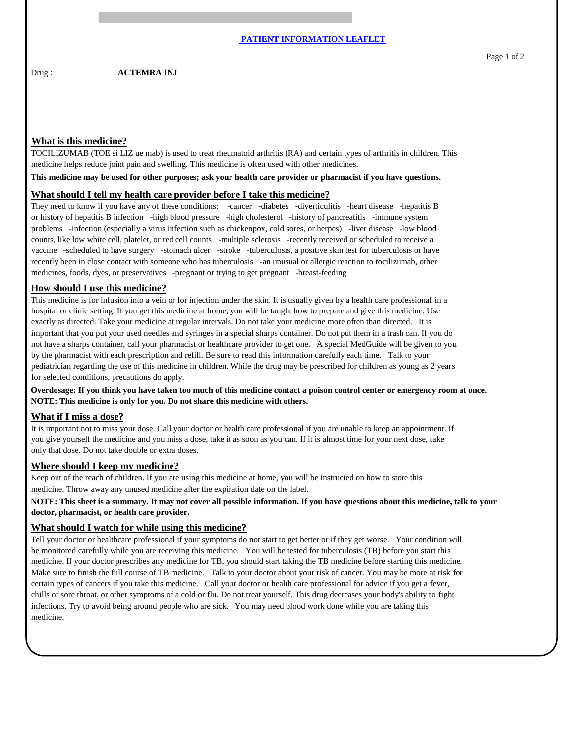## PATIENT INFORMATION LEAFLET

Drug : **ACTEMRA INJ**

### What is this medicine?

TOCILIZUMAB (TOE si LIZ ue mab) is used to treat rheumatoid arthritis (RA) and certain types of arthritis in children. This medicine helps reduce joint pain and swelling. This medicine is often used with other medicines.

**This medicine may be used for other purposes; ask your health care provider or pharmacist if you have questions.**

### What should I tell my health care provider before I take this medicine?

They need to know if you have any of these conditions: -cancer -diabetes -diverticulitis -heart disease -hepatitis B or history of hepatitis B infection -high blood pressure -high cholesterol -history of pancreatitis -immune system problems -infection (especially a virus infection such as chickenpox, cold sores, or herpes) -liver disease -low blood counts, like low white cell, platelet, or red cell counts -multiple sclerosis -recently received or scheduled to receive a vaccine -scheduled to have surgery -stomach ulcer -stroke -tuberculosis, a positive skin test for tuberculosis or have recently been in close contact with someone who has tuberculosis -an unusual or allergic reaction to tocilizumab, other medicines, foods, dyes, or preservatives -pregnant or trying to get pregnant -breast-feeding

### How should I use this medicine?

This medicine is for infusion into a vein or for injection under the skin. It is usually given by a health care professional in a hospital or clinic setting. If you get this medicine at home, you will be taught how to prepare and give this medicine. Use exactly as directed. Take your medicine at regular intervals. Do not take your medicine more often than directed. It is important that you put your used needles and syringes in a special sharps container. Do not put them in a trash can. If you do not have a sharps container, call your pharmacist or healthcare provider to get one. A special MedGuide will be given to you by the pharmacist with each prescription and refill. Be sure to read this information carefully each time. Talk to your pediatrician regarding the use of this medicine in children. While the drug may be prescribed for children as young as 2 years for selected conditions, precautions do apply.

**Overdosage: If you think you have taken too much of this medicine contact a poison control center or emergency room at once.**
**NOTE: This medicine is only for you. Do not share this medicine with others.**

### What if I miss a dose?

It is important not to miss your dose. Call your doctor or health care professional if you are unable to keep an appointment. If you give yourself the medicine and you miss a dose, take it as soon as you can. If it is almost time for your next dose, take only that dose. Do not take double or extra doses.

### Where should I keep my medicine?

Keep out of the reach of children. If you are using this medicine at home, you will be instructed on how to store this medicine. Throw away any unused medicine after the expiration date on the label.

**NOTE: This sheet is a summary. It may not cover all possible information. If you have questions about this medicine, talk to your doctor, pharmacist, or health care provider.**

### What should I watch for while using this medicine?

Tell your doctor or healthcare professional if your symptoms do not start to get better or if they get worse. Your condition will be monitored carefully while you are receiving this medicine. You will be tested for tuberculosis (TB) before you start this medicine. If your doctor prescribes any medicine for TB, you should start taking the TB medicine before starting this medicine. Make sure to finish the full course of TB medicine. Talk to your doctor about your risk of cancer. You may be more at risk for certain types of cancers if you take this medicine. Call your doctor or health care professional for advice if you get a fever, chills or sore throat, or other symptoms of a cold or flu. Do not treat yourself. This drug decreases your body's ability to fight infections. Try to avoid being around people who are sick. You may need blood work done while you are taking this medicine.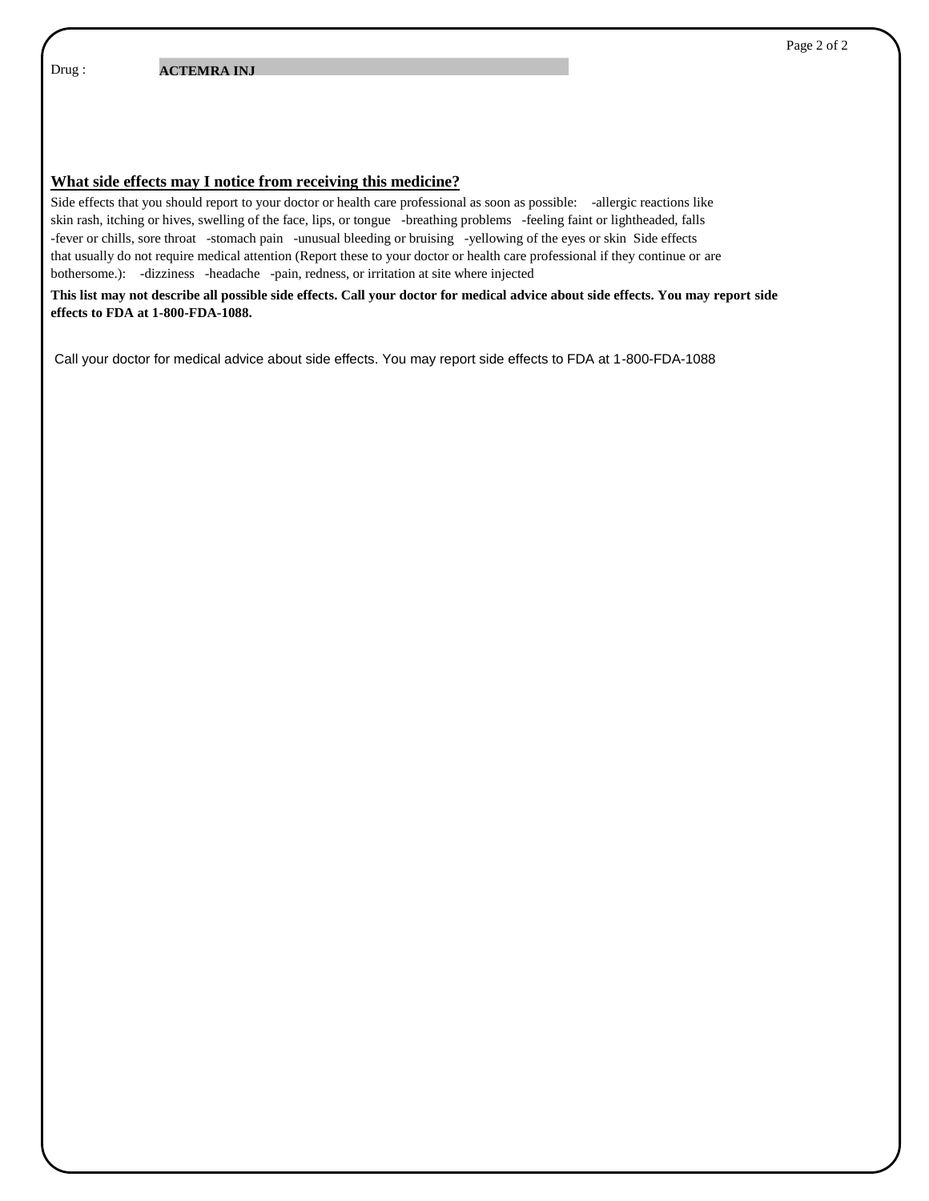Drug : **ACTEMRA INJ**

## What side effects may I notice from receiving this medicine?

Side effects that you should report to your doctor or health care professional as soon as possible: -allergic reactions like skin rash, itching or hives, swelling of the face, lips, or tongue -breathing problems -feeling faint or lightheaded, falls -fever or chills, sore throat -stomach pain -unusual bleeding or bruising -yellowing of the eyes or skin Side effects that usually do not require medical attention (Report these to your doctor or health care professional if they continue or are bothersome.): -dizziness -headache -pain, redness, or irritation at site where injected

**This list may not describe all possible side effects. Call your doctor for medical advice about side effects. You may report side effects to FDA at 1-800-FDA-1088.**

Call your doctor for medical advice about side effects. You may report side effects to FDA at 1-800-FDA-1088